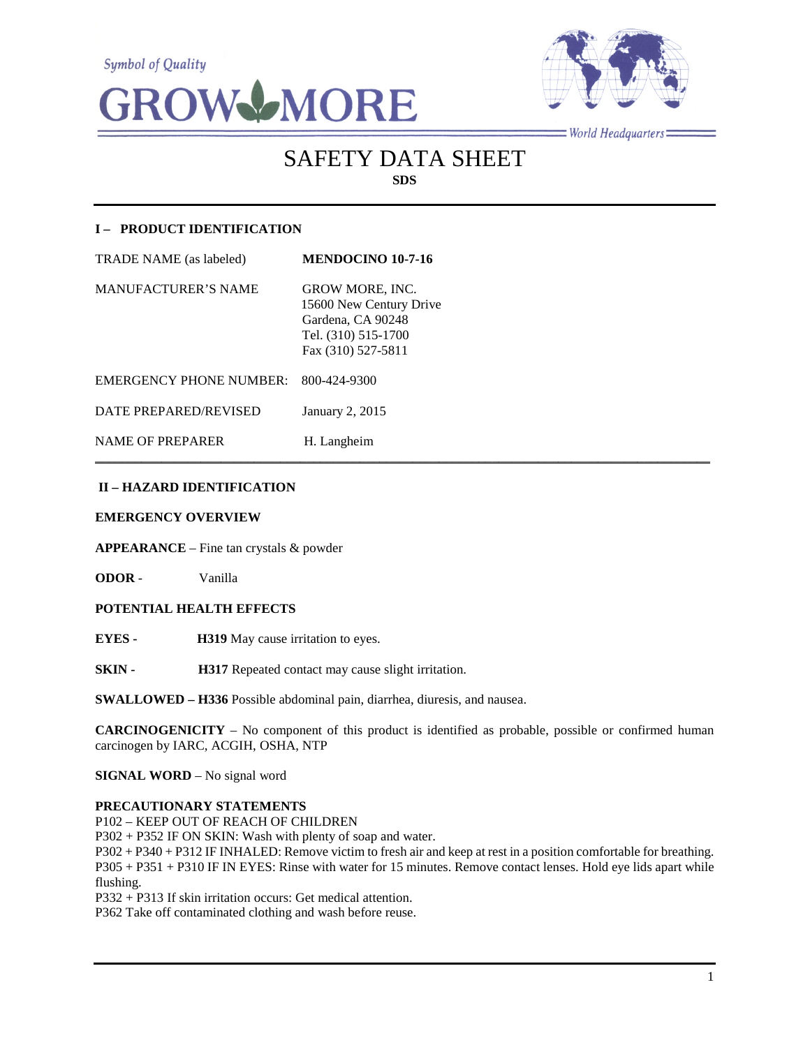Symbol of Quality

GROW MORE

World Headquarters

# SAFETY DATA SHEET

**SDS**

## I – PRODUCT IDENTIFICATION

| | |
|---|---|
| TRADE NAME (as labeled) | **MENDOCINO 10-7-16** |
| MANUFACTURER'S NAME | GROW MORE, INC.<br>15600 New Century Drive<br>Gardena, CA 90248<br>Tel. (310) 515-1700<br>Fax (310) 527-5811 |
| EMERGENCY PHONE NUMBER: | 800-424-9300 |
| DATE PREPARED/REVISED | January 2, 2015 |
| NAME OF PREPARER | H. Langheim |

## II – HAZARD IDENTIFICATION

**EMERGENCY OVERVIEW**

**APPEARANCE** – Fine tan crystals & powder

**ODOR** - Vanilla

**POTENTIAL HEALTH EFFECTS**

**EYES -** **H319** May cause irritation to eyes.

**SKIN -** **H317** Repeated contact may cause slight irritation.

**SWALLOWED – H336** Possible abdominal pain, diarrhea, diuresis, and nausea.

**CARCINOGENICITY** – No component of this product is identified as probable, possible or confirmed human carcinogen by IARC, ACGIH, OSHA, NTP

**SIGNAL WORD** – No signal word

**PRECAUTIONARY STATEMENTS**

P102 – KEEP OUT OF REACH OF CHILDREN
P302 + P352 IF ON SKIN: Wash with plenty of soap and water.
P302 + P340 + P312 IF INHALED: Remove victim to fresh air and keep at rest in a position comfortable for breathing.
P305 + P351 + P310 IF IN EYES: Rinse with water for 15 minutes. Remove contact lenses. Hold eye lids apart while flushing.
P332 + P313 If skin irritation occurs: Get medical attention.
P362 Take off contaminated clothing and wash before reuse.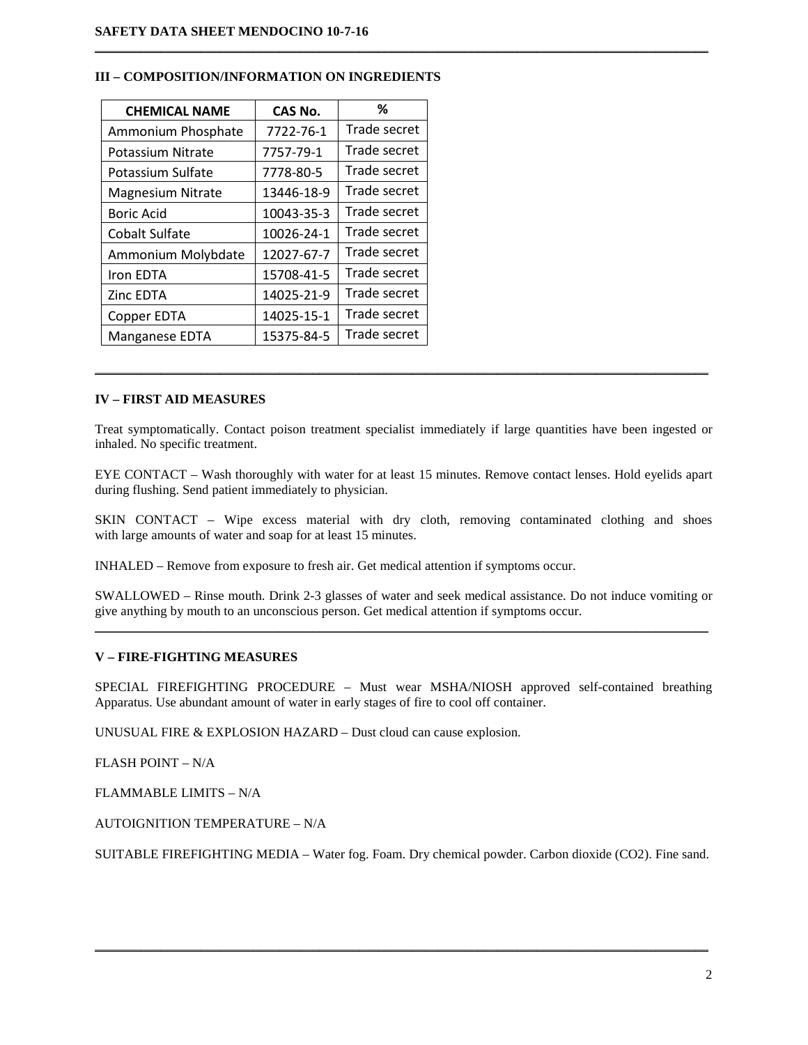## III – COMPOSITION/INFORMATION ON INGREDIENTS

| CHEMICAL NAME | CAS No. | % |
|---|---|---|
| Ammonium Phosphate | 7722-76-1 | Trade secret |
| Potassium Nitrate | 7757-79-1 | Trade secret |
| Potassium Sulfate | 7778-80-5 | Trade secret |
| Magnesium Nitrate | 13446-18-9 | Trade secret |
| Boric Acid | 10043-35-3 | Trade secret |
| Cobalt Sulfate | 10026-24-1 | Trade secret |
| Ammonium Molybdate | 12027-67-7 | Trade secret |
| Iron EDTA | 15708-41-5 | Trade secret |
| Zinc EDTA | 14025-21-9 | Trade secret |
| Copper EDTA | 14025-15-1 | Trade secret |
| Manganese EDTA | 15375-84-5 | Trade secret |

## IV – FIRST AID MEASURES

Treat symptomatically. Contact poison treatment specialist immediately if large quantities have been ingested or inhaled. No specific treatment.

EYE CONTACT – Wash thoroughly with water for at least 15 minutes. Remove contact lenses. Hold eyelids apart during flushing. Send patient immediately to physician.

SKIN CONTACT – Wipe excess material with dry cloth, removing contaminated clothing and shoes with large amounts of water and soap for at least 15 minutes.

INHALED – Remove from exposure to fresh air. Get medical attention if symptoms occur.

SWALLOWED – Rinse mouth. Drink 2-3 glasses of water and seek medical assistance. Do not induce vomiting or give anything by mouth to an unconscious person. Get medical attention if symptoms occur.

## V – FIRE-FIGHTING MEASURES

SPECIAL FIREFIGHTING PROCEDURE – Must wear MSHA/NIOSH approved self-contained breathing Apparatus. Use abundant amount of water in early stages of fire to cool off container.

UNUSUAL FIRE & EXPLOSION HAZARD – Dust cloud can cause explosion.

FLASH POINT – N/A

FLAMMABLE LIMITS – N/A

AUTOIGNITION TEMPERATURE – N/A

SUITABLE FIREFIGHTING MEDIA – Water fog. Foam. Dry chemical powder. Carbon dioxide ($CO_2$). Fine sand.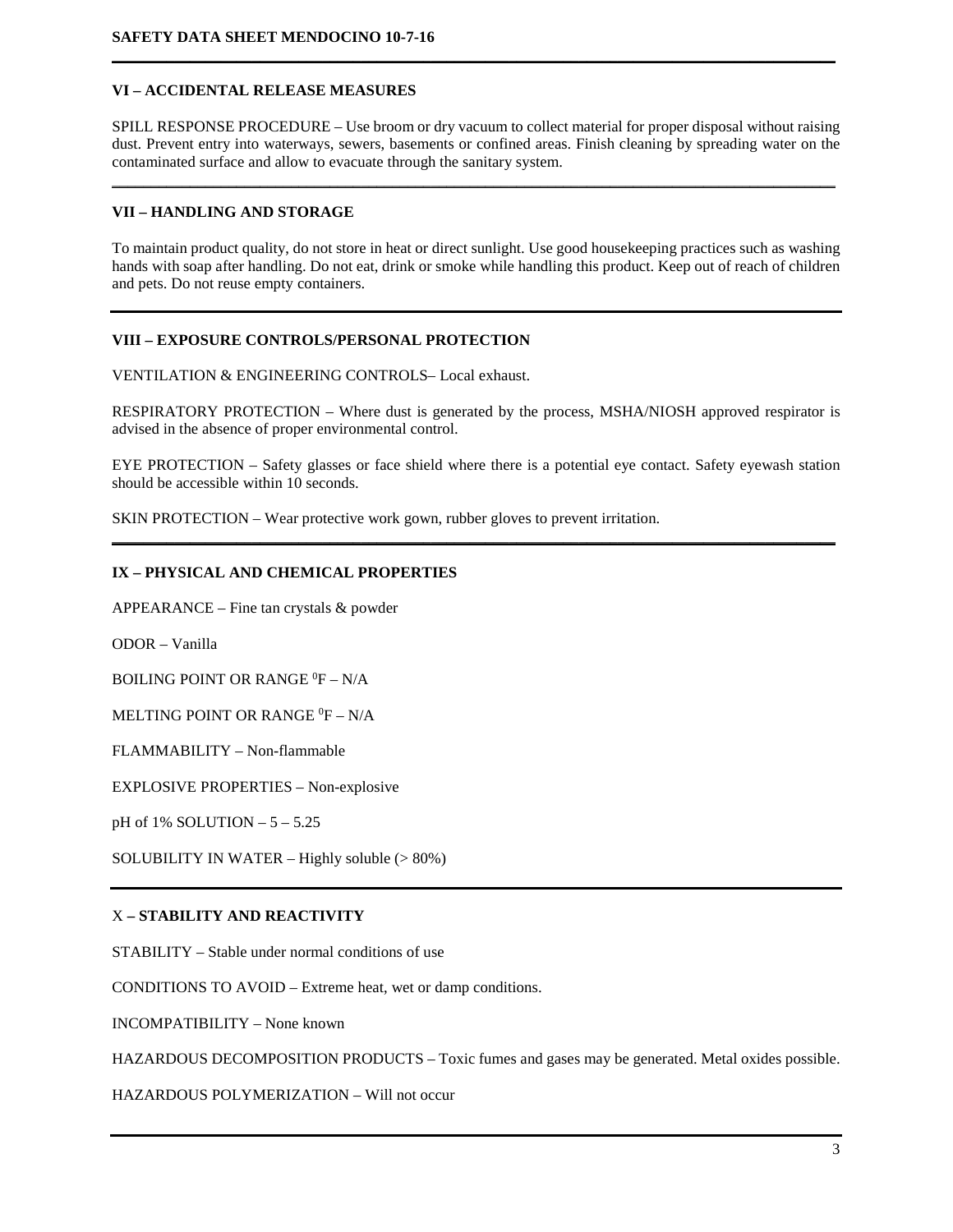## VI – ACCIDENTAL RELEASE MEASURES

SPILL RESPONSE PROCEDURE – Use broom or dry vacuum to collect material for proper disposal without raising dust. Prevent entry into waterways, sewers, basements or confined areas. Finish cleaning by spreading water on the contaminated surface and allow to evacuate through the sanitary system.

## VII – HANDLING AND STORAGE

To maintain product quality, do not store in heat or direct sunlight. Use good housekeeping practices such as washing hands with soap after handling. Do not eat, drink or smoke while handling this product. Keep out of reach of children and pets. Do not reuse empty containers.

## VIII – EXPOSURE CONTROLS/PERSONAL PROTECTION

VENTILATION & ENGINEERING CONTROLS– Local exhaust.

RESPIRATORY PROTECTION – Where dust is generated by the process, MSHA/NIOSH approved respirator is advised in the absence of proper environmental control.

EYE PROTECTION – Safety glasses or face shield where there is a potential eye contact. Safety eyewash station should be accessible within 10 seconds.

SKIN PROTECTION – Wear protective work gown, rubber gloves to prevent irritation.

## IX – PHYSICAL AND CHEMICAL PROPERTIES

APPEARANCE – Fine tan crystals & powder

ODOR – Vanilla

BOILING POINT OR RANGE $^0$F – N/A

MELTING POINT OR RANGE $^0$F – N/A

FLAMMABILITY – Non-flammable

EXPLOSIVE PROPERTIES – Non-explosive

pH of 1% SOLUTION – 5 – 5.25

SOLUBILITY IN WATER – Highly soluble (> 80%)

## X – STABILITY AND REACTIVITY

STABILITY – Stable under normal conditions of use

CONDITIONS TO AVOID – Extreme heat, wet or damp conditions.

INCOMPATIBILITY – None known

HAZARDOUS DECOMPOSITION PRODUCTS – Toxic fumes and gases may be generated. Metal oxides possible.

HAZARDOUS POLYMERIZATION – Will not occur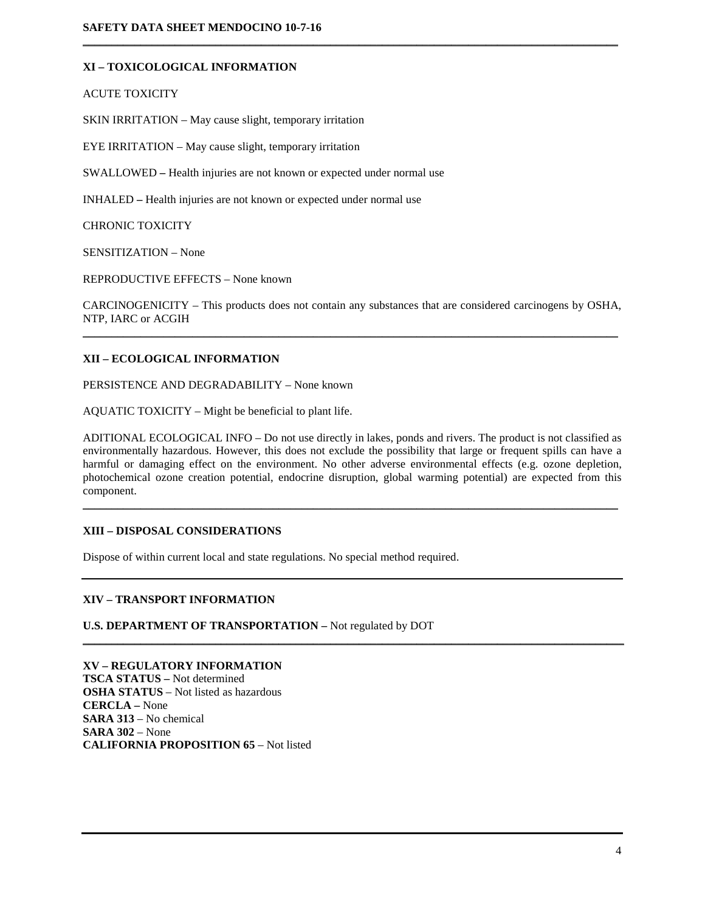## XI – TOXICOLOGICAL INFORMATION

ACUTE TOXICITY

SKIN IRRITATION – May cause slight, temporary irritation

EYE IRRITATION – May cause slight, temporary irritation

SWALLOWED **–** Health injuries are not known or expected under normal use

INHALED **–** Health injuries are not known or expected under normal use

CHRONIC TOXICITY

SENSITIZATION – None

REPRODUCTIVE EFFECTS – None known

CARCINOGENICITY – This products does not contain any substances that are considered carcinogens by OSHA, NTP, IARC or ACGIH

## XII – ECOLOGICAL INFORMATION

PERSISTENCE AND DEGRADABILITY – None known

AQUATIC TOXICITY – Might be beneficial to plant life.

ADITIONAL ECOLOGICAL INFO – Do not use directly in lakes, ponds and rivers. The product is not classified as environmentally hazardous. However, this does not exclude the possibility that large or frequent spills can have a harmful or damaging effect on the environment. No other adverse environmental effects (e.g. ozone depletion, photochemical ozone creation potential, endocrine disruption, global warming potential) are expected from this component.

## XIII – DISPOSAL CONSIDERATIONS

Dispose of within current local and state regulations. No special method required.

## XIV – TRANSPORT INFORMATION

**U.S. DEPARTMENT OF TRANSPORTATION –** Not regulated by DOT

## XV – REGULATORY INFORMATION

**TSCA STATUS –** Not determined
**OSHA STATUS** – Not listed as hazardous
**CERCLA –** None
**SARA 313** – No chemical
**SARA 302** – None
**CALIFORNIA PROPOSITION 65** – Not listed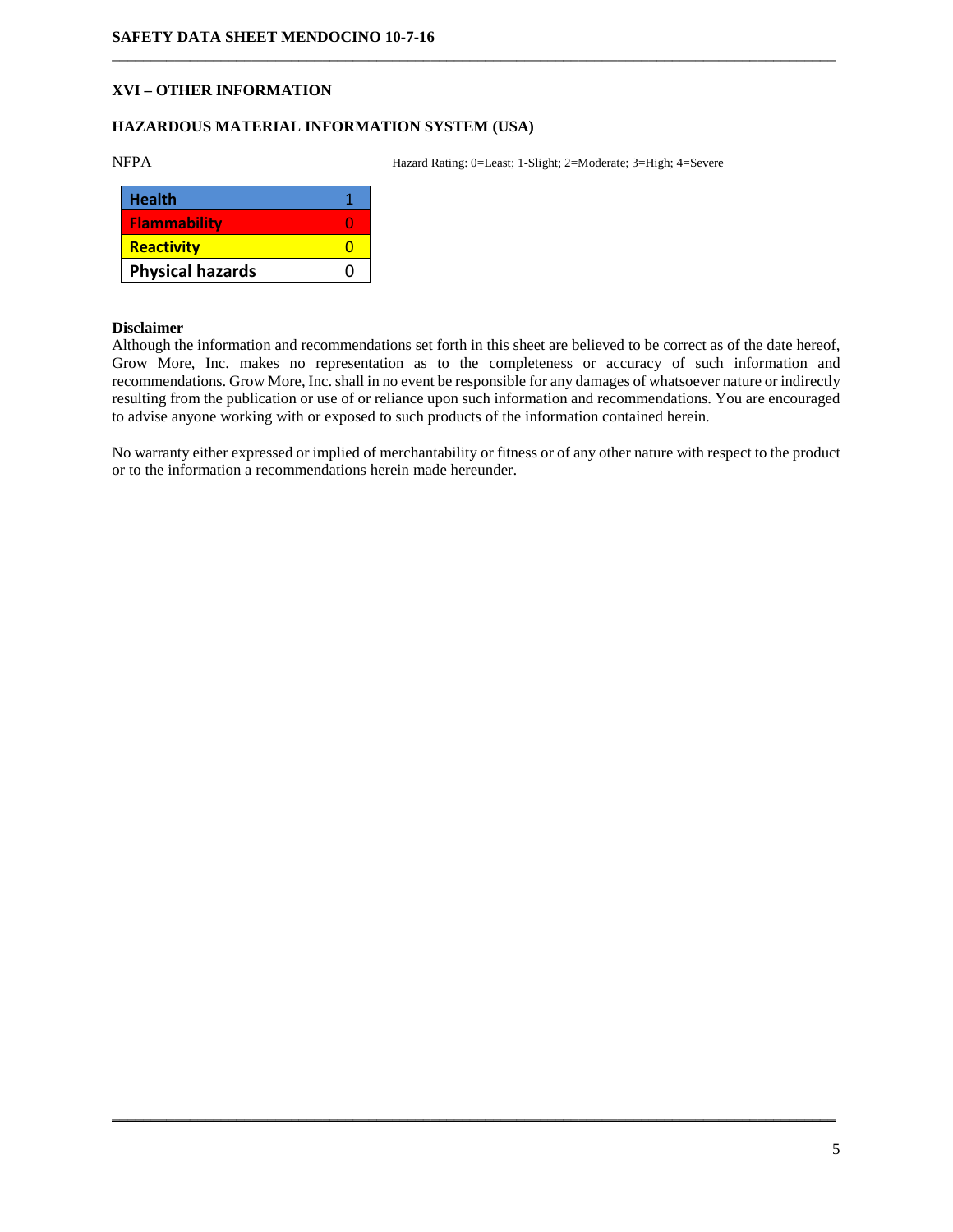## XVI – OTHER INFORMATION

### HAZARDOUS MATERIAL INFORMATION SYSTEM (USA)

NFPA

Hazard Rating: 0=Least; 1-Slight; 2=Moderate; 3=High; 4=Severe

| | |
|---|---|
| **Health** | 1 |
| **Flammability** | 0 |
| **Reactivity** | 0 |
| **Physical hazards** | 0 |

**Disclaimer**

Although the information and recommendations set forth in this sheet are believed to be correct as of the date hereof, Grow More, Inc. makes no representation as to the completeness or accuracy of such information and recommendations. Grow More, Inc. shall in no event be responsible for any damages of whatsoever nature or indirectly resulting from the publication or use of or reliance upon such information and recommendations. You are encouraged to advise anyone working with or exposed to such products of the information contained herein.

No warranty either expressed or implied of merchantability or fitness or of any other nature with respect to the product or to the information a recommendations herein made hereunder.